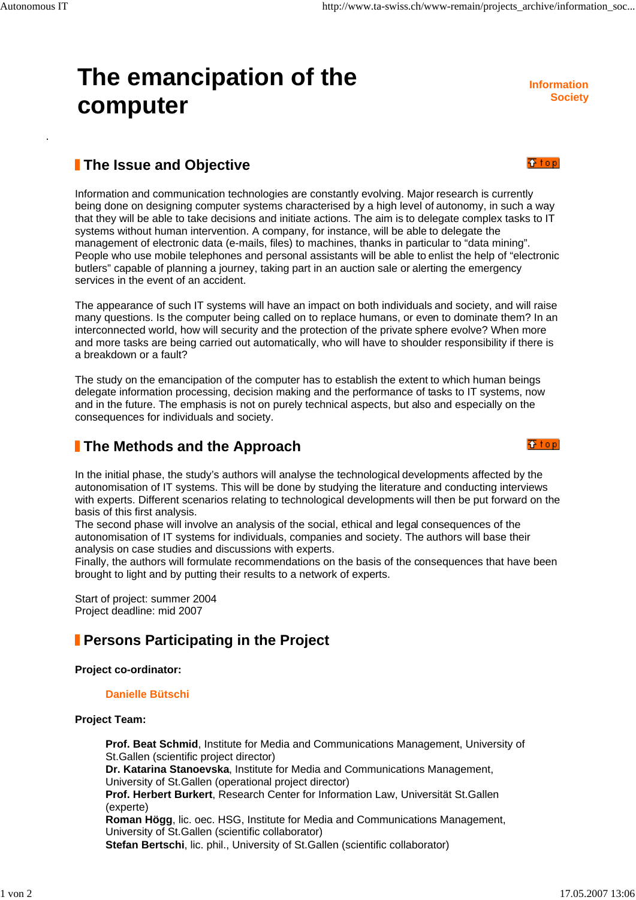# The emancipation of the computer

Information Society

## The Issue and Objective

Information and communication technologies are constantly evolving. Major research is currently being done on designing computer systems characterised by a high level of autonomy, in such a way that they will be able to take decisions and initiate actions. The aim is to delegate complex tasks to IT systems without human intervention. A company, for instance, will be able to delegate the management of electronic data (e-mails, files) to machines, thanks in particular to "data mining". People who use mobile telephones and personal assistants will be able to enlist the help of "electronic butlers" capable of planning a journey, taking part in an auction sale or alerting the emergency services in the event of an accident.

The appearance of such IT systems will have an impact on both individuals and society, and will raise many questions. Is the computer being called on to replace humans, or even to dominate them? In an interconnected world, how will security and the protection of the private sphere evolve? When more and more tasks are being carried out automatically, who will have to shoulder responsibility if there is a breakdown or a fault?

The study on the emancipation of the computer has to establish the extent to which human beings delegate information processing, decision making and the performance of tasks to IT systems, now and in the future. The emphasis is not on purely technical aspects, but also and especially on the consequences for individuals and society.

## The Methods and the Approach

In the initial phase, the study's authors will analyse the technological developments affected by the autonomisation of IT systems. This will be done by studying the literature and conducting interviews with experts. Different scenarios relating to technological developments will then be put forward on the basis of this first analysis.
The second phase will involve an analysis of the social, ethical and legal consequences of the autonomisation of IT systems for individuals, companies and society. The authors will base their analysis on case studies and discussions with experts.
Finally, the authors will formulate recommendations on the basis of the consequences that have been brought to light and by putting their results to a network of experts.

Start of project: summer 2004
Project deadline: mid 2007

## Persons Participating in the Project

**Project co-ordinator:**

Danielle Bütschi

**Project Team:**

**Prof. Beat Schmid**, Institute for Media and Communications Management, University of St.Gallen (scientific project director)
**Dr. Katarina Stanoevska**, Institute for Media and Communications Management, University of St.Gallen (operational project director)
**Prof. Herbert Burkert**, Research Center for Information Law, Universität St.Gallen (experte)
**Roman Högg**, lic. oec. HSG, Institute for Media and Communications Management, University of St.Gallen (scientific collaborator)
**Stefan Bertschi**, lic. phil., University of St.Gallen (scientific collaborator)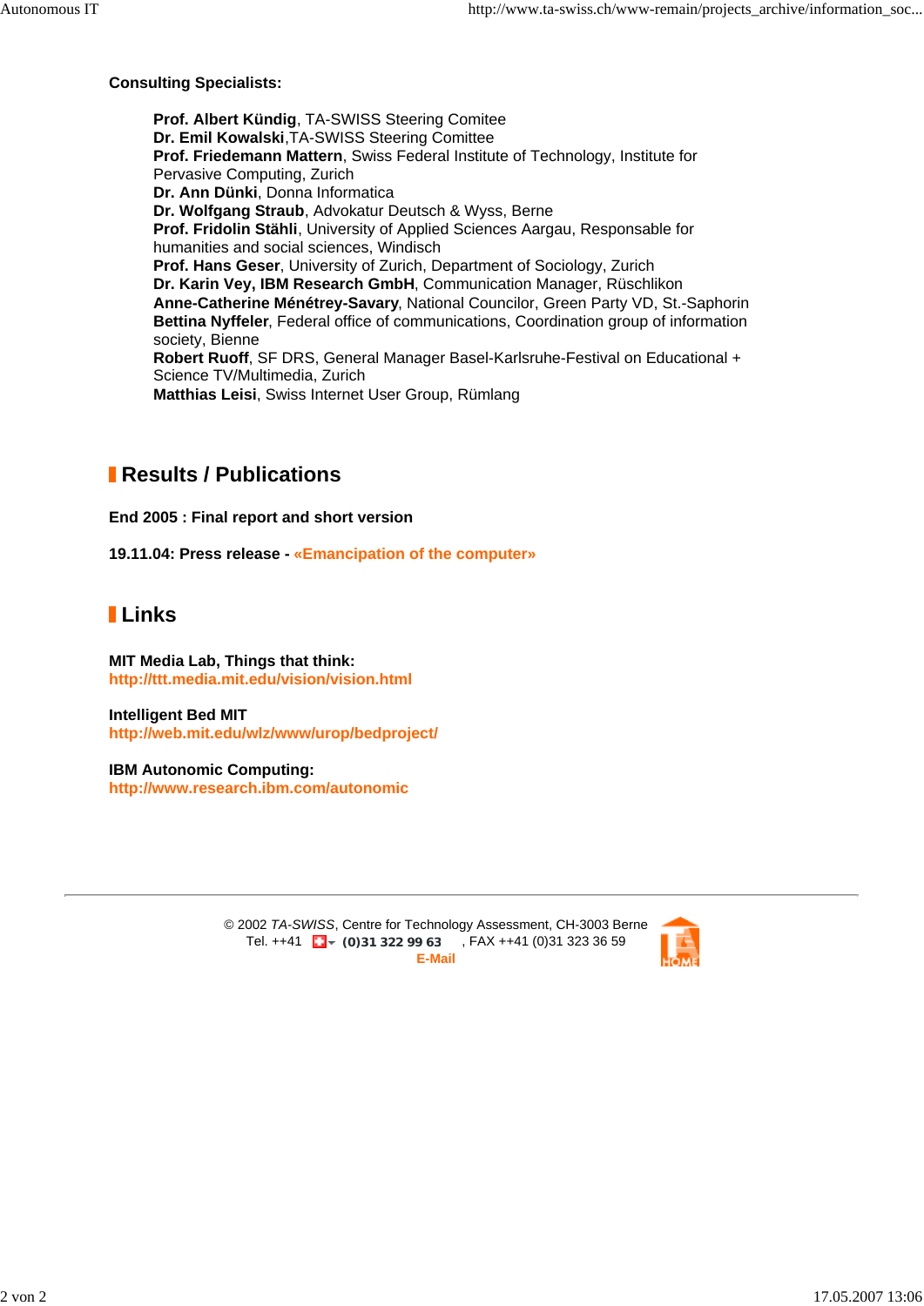**Consulting Specialists:**

**Prof. Albert Kündig**, TA-SWISS Steering Comitee  
**Dr. Emil Kowalski**,TA-SWISS Steering Comittee  
**Prof. Friedemann Mattern**, Swiss Federal Institute of Technology, Institute for Pervasive Computing, Zurich  
**Dr. Ann Dünki**, Donna Informatica  
**Dr. Wolfgang Straub**, Advokatur Deutsch & Wyss, Berne  
**Prof. Fridolin Stähli**, University of Applied Sciences Aargau, Responsable for humanities and social sciences, Windisch  
**Prof. Hans Geser**, University of Zurich, Department of Sociology, Zurich  
**Dr. Karin Vey, IBM Research GmbH**, Communication Manager, Rüschlikon  
**Anne-Catherine Ménétrey-Savary**, National Councilor, Green Party VD, St.-Saphorin  
**Bettina Nyffeler**, Federal office of communications, Coordination group of information society, Bienne  
**Robert Ruoff**, SF DRS, General Manager Basel-Karlsruhe-Festival on Educational + Science TV/Multimedia, Zurich  
**Matthias Leisi**, Swiss Internet User Group, Rümlang

## Results / Publications

**End 2005 : Final report and short version**

**19.11.04: Press release - «Emancipation of the computer»**

## Links

**MIT Media Lab, Things that think:**  
**http://ttt.media.mit.edu/vision/vision.html**

**Intelligent Bed MIT**  
**http://web.mit.edu/wlz/www/urop/bedproject/**

**IBM Autonomic Computing:**  
**http://www.research.ibm.com/autonomic**

---

© 2002 *TA-SWISS*, Centre for Technology Assessment, CH-3003 Berne  
Tel. ++41 (0)31 322 99 63 , FAX ++41 (0)31 323 36 59  
**E-Mail**